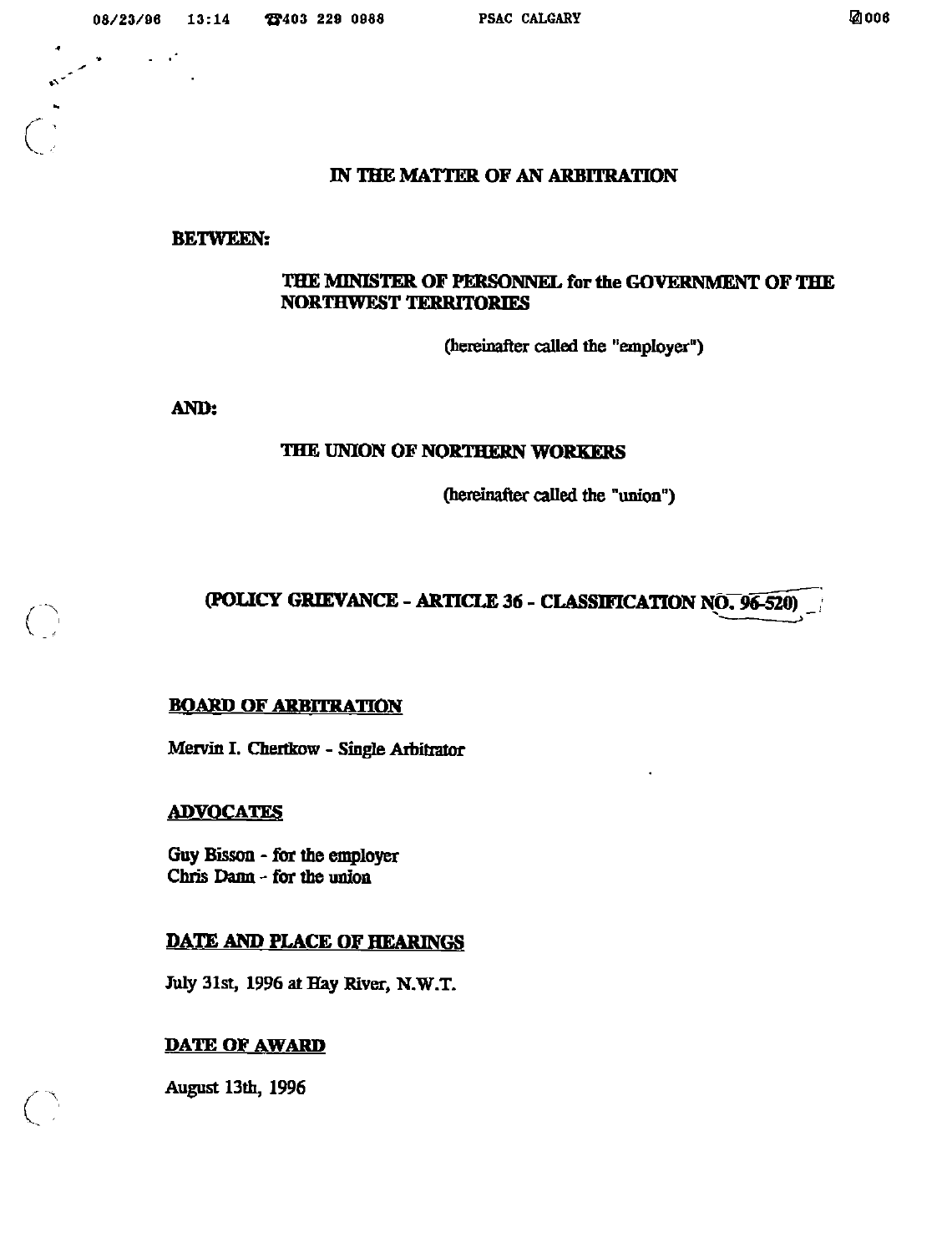**IN THE MATTER OF AN ARBITRATION**

**BETWEEN:**

**THE MINISTER OF PERSONNEL for the GOVERNMENT OF THE NORTHWEST TERRITORIES**

(hereinafter called the "employer")

**AND:**

**THE UNION OF NORTHERN WORKERS**

(hereinafter called the "union")

**(POLICY GRIEVANCE - ARTICLE 36 - CLASSIFICATION NO. 96-520)**

**BOARD OF ARBITRATION**

Mervin I. Chertkow - Single Arbitrator

**ADVOCATES**

Guy Bisson - for the employer
Chris Damm - for the union

**DATE AND PLACE OF HEARINGS**

July 31st, 1996 at Hay River, N.W.T.

**DATE OF AWARD**

August 13th, 1996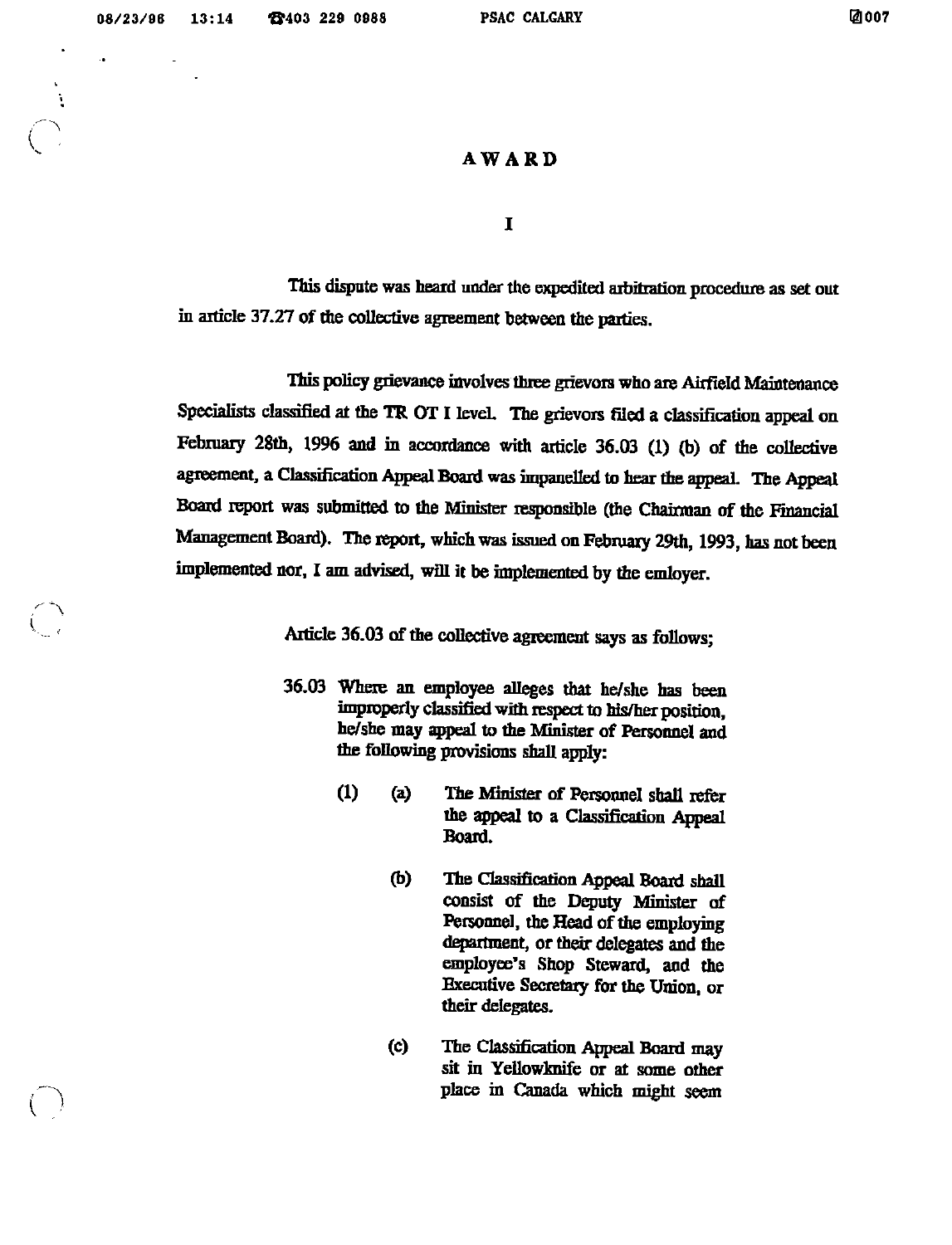# AWARD

## I

This dispute was heard under the expedited arbitration procedure as set out in article 37.27 of the collective agreement between the parties.

This policy grievance involves three grievors who are Airfield Maintenance Specialists classified at the TR OT I level. The grievors filed a classification appeal on February 28th, 1996 and in accordance with article 36.03 (1) (b) of the collective agreement, a Classification Appeal Board was impanelled to hear the appeal. The Appeal Board report was submitted to the Minister responsible (the Chairman of the Financial Management Board). The report, which was issued on February 29th, 1993, has not been implemented nor, I am advised, will it be implemented by the emloyer.

Article 36.03 of the collective agreement says as follows;

> 36.03 Where an employee alleges that he/she has been improperly classified with respect to his/her position, he/she may appeal to the Minister of Personnel and the following provisions shall apply:
>
> (1) (a) The Minister of Personnel shall refer the appeal to a Classification Appeal Board.
>
> (b) The Classification Appeal Board shall consist of the Deputy Minister of Personnel, the Head of the employing department, or their delegates and the employee's Shop Steward, and the Executive Secretary for the Union, or their delegates.
>
> (c) The Classification Appeal Board may sit in Yellowknife or at some other place in Canada which might seem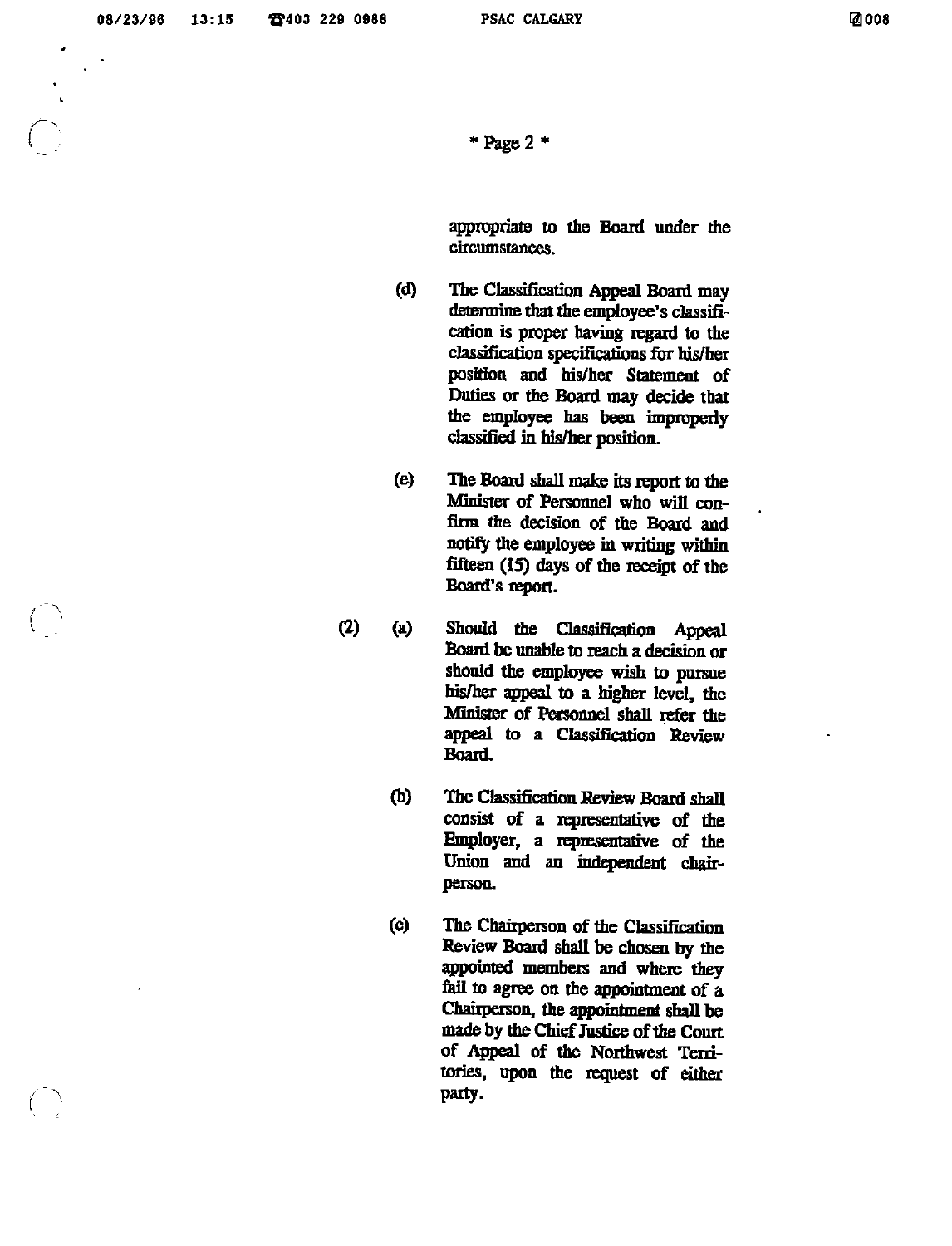appropriate to the Board under the circumstances.

(d) The Classification Appeal Board may determine that the employee's classification is proper having regard to the classification specifications for his/her position and his/her Statement of Duties or the Board may decide that the employee has been improperly classified in his/her position.

(e) The Board shall make its report to the Minister of Personnel who will confirm the decision of the Board and notify the employee in writing within fifteen (15) days of the receipt of the Board's report.

(2) (a) Should the Classification Appeal Board be unable to reach a decision or should the employee wish to pursue his/her appeal to a higher level, the Minister of Personnel shall refer the appeal to a Classification Review Board.

(b) The Classification Review Board shall consist of a representative of the Employer, a representative of the Union and an independent chairperson.

(c) The Chairperson of the Classification Review Board shall be chosen by the appointed members and where they fail to agree on the appointment of a Chairperson, the appointment shall be made by the Chief Justice of the Court of Appeal of the Northwest Territories, upon the request of either party.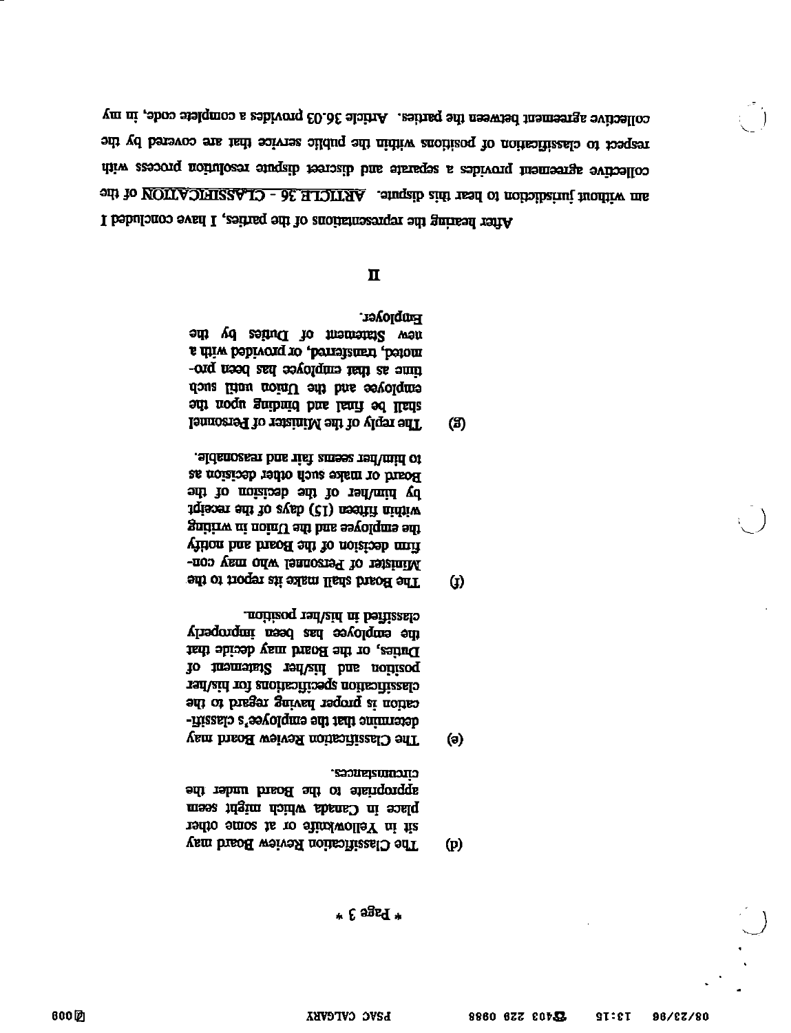(d) The Classification Review Board may sit in Yellowknife or at some other place in Canada which might seem appropriate to the Board under the circumstances.

(e) The Classification Review Board may determine that the employee's classification is proper having regard to the classification specifications for his/her position and his/her Statement of Duties, or the Board may decide that the employee has been improperly classified in his/her position.

(f) The Board shall make its report to the Minister of Personnel who may confirm decision of the Board and notify the employee and the Union in writing within fifteen (15) days of the receipt by him/her of the decision of the Board or make such other decision as to him/her seems fair and reasonable.

(g) The reply of the Minister of Personnel shall be final and binding upon the employee and the Union until such time as that employee has been promoted, transferred, or provided with a new Statement of Duties by the Employer.

## II

After hearing the representations of the parties, I have concluded I am without jurisdiction to hear this dispute. ARTICLE 36 - CLASSIFICATION of the collective agreement provides a separate and discreet dispute resolution process with respect to classification of positions within the public service that are covered by the collective agreement between the parties. Article 36.03 provides a complete code, in my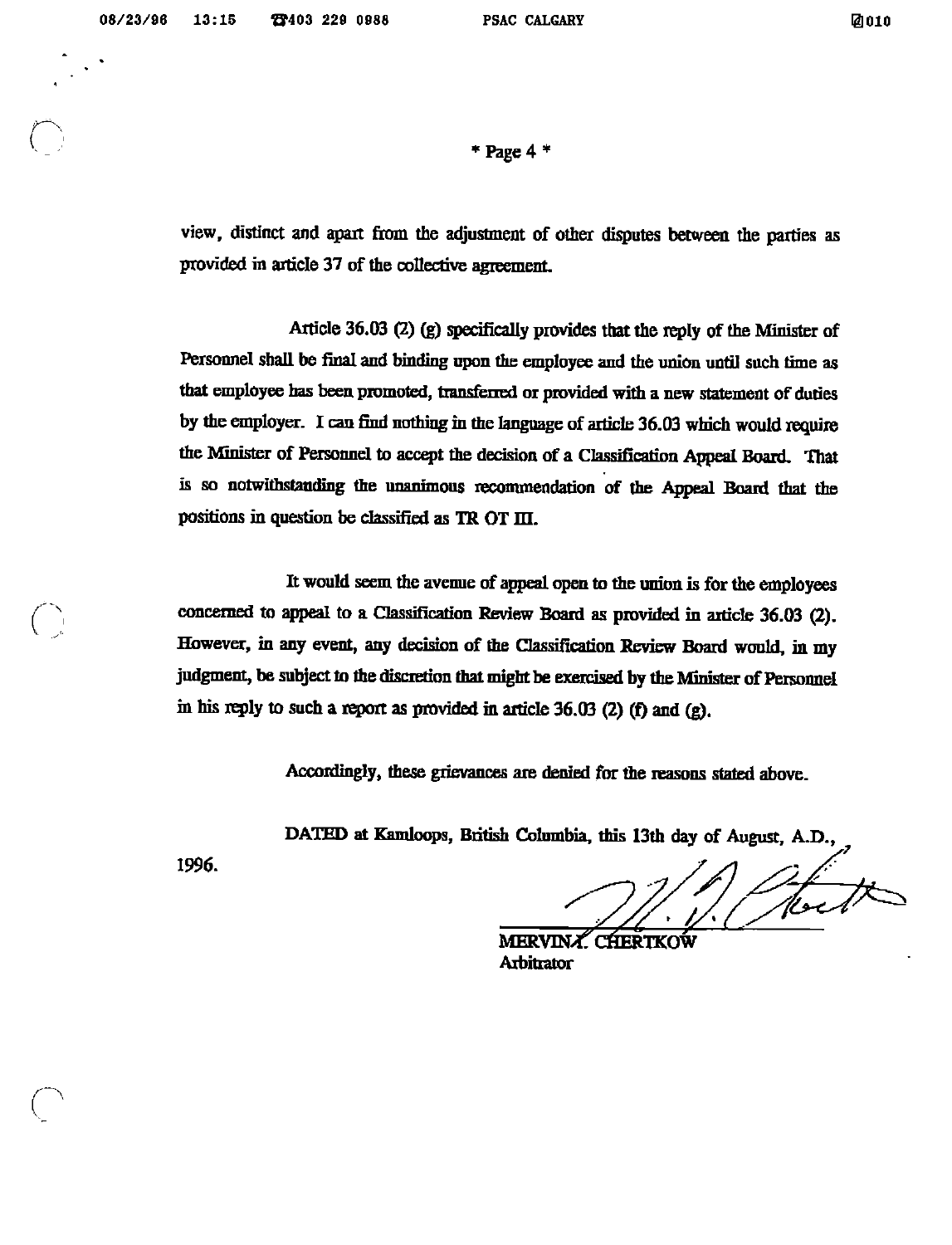view, distinct and apart from the adjustment of other disputes between the parties as provided in article 37 of the collective agreement.

Article 36.03 (2) (g) specifically provides that the reply of the Minister of Personnel shall be final and binding upon the employee and the union until such time as that employee has been promoted, transferred or provided with a new statement of duties by the employer. I can find nothing in the language of article 36.03 which would require the Minister of Personnel to accept the decision of a Classification Appeal Board. That is so notwithstanding the unanimous recommendation of the Appeal Board that the positions in question be classified as TR OT III.

It would seem the avenue of appeal open to the union is for the employees concerned to appeal to a Classification Review Board as provided in article 36.03 (2). However, in any event, any decision of the Classification Review Board would, in my judgment, be subject to the discretion that might be exercised by the Minister of Personnel in his reply to such a report as provided in article 36.03 (2) (f) and (g).

Accordingly, these grievances are denied for the reasons stated above.

DATED at Kamloops, British Columbia, this 13th day of August, A.D., 1996.

MERVIN A. CHERTKOW
Arbitrator